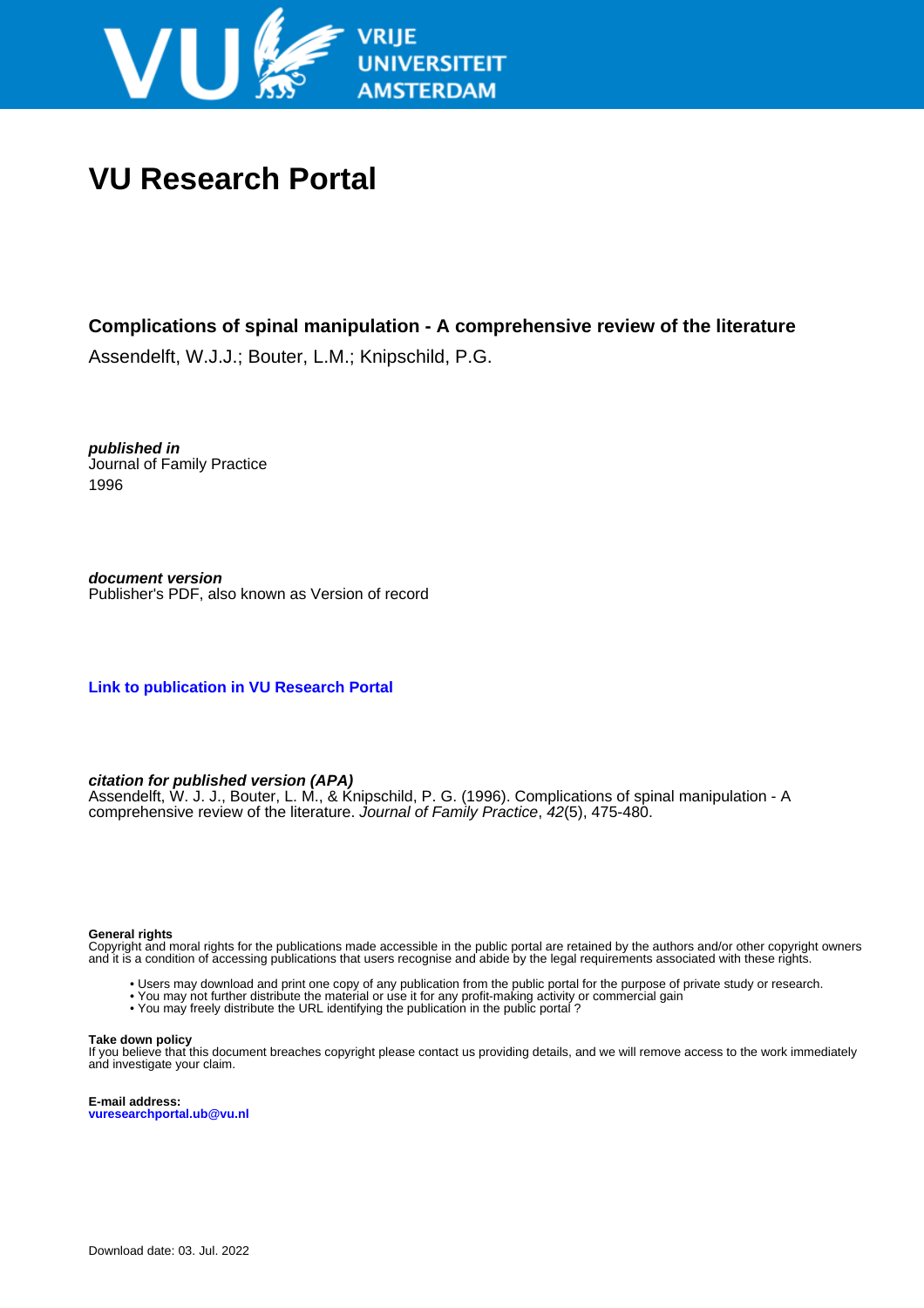# VU Research Portal

**Complications of spinal manipulation - A comprehensive review of the literature**

Assendelft, W.J.J.; Bouter, L.M.; Knipschild, P.G.

***published in***
Journal of Family Practice
1996

***document version***
Publisher's PDF, also known as Version of record

**Link to publication in VU Research Portal**

***citation for published version (APA)***
Assendelft, W. J. J., Bouter, L. M., & Knipschild, P. G. (1996). Complications of spinal manipulation - A comprehensive review of the literature. *Journal of Family Practice*, *42*(5), 475-480.

**General rights**
Copyright and moral rights for the publications made accessible in the public portal are retained by the authors and/or other copyright owners and it is a condition of accessing publications that users recognise and abide by the legal requirements associated with these rights.

- Users may download and print one copy of any publication from the public portal for the purpose of private study or research.
- You may not further distribute the material or use it for any profit-making activity or commercial gain
- You may freely distribute the URL identifying the publication in the public portal ?

**Take down policy**
If you believe that this document breaches copyright please contact us providing details, and we will remove access to the work immediately and investigate your claim.

**E-mail address:**
vuresearchportal.ub@vu.nl

Download date: 03. Jul. 2022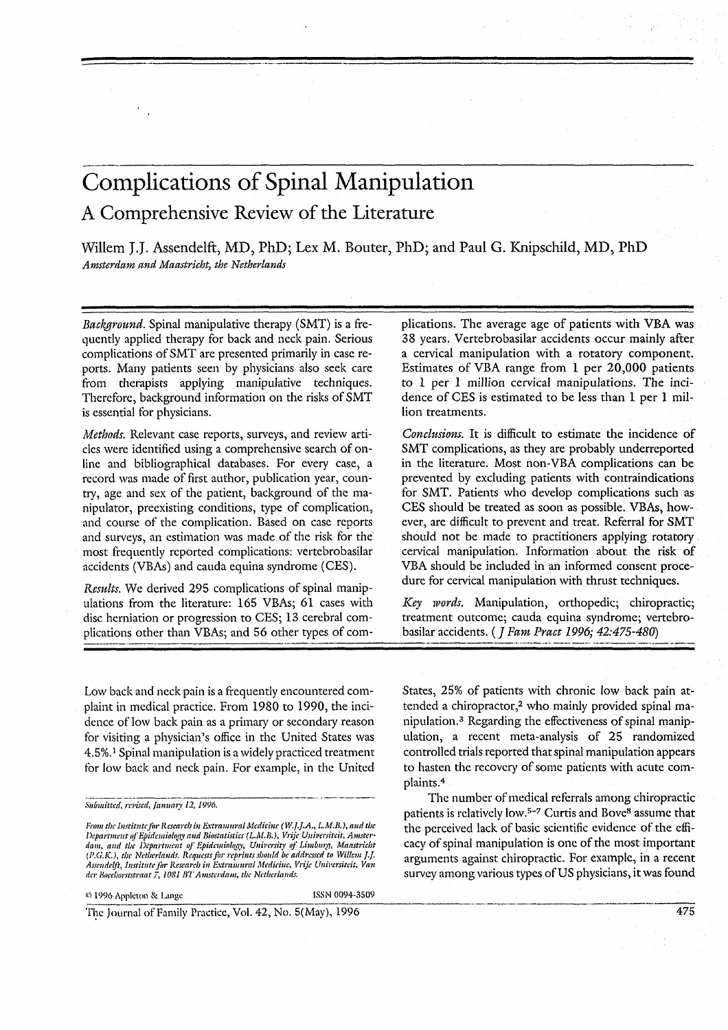# Complications of Spinal Manipulation

## A Comprehensive Review of the Literature

Willem J.J. Assendelft, MD, PhD; Lex M. Bouter, PhD; and Paul G. Knipschild, MD, PhD

*Amsterdam and Maastricht, the Netherlands*

*Background.* Spinal manipulative therapy (SMT) is a frequently applied therapy for back and neck pain. Serious complications of SMT are presented primarily in case reports. Many patients seen by physicians also seek care from therapists applying manipulative techniques. Therefore, background information on the risks of SMT is essential for physicians.

*Methods.* Relevant case reports, surveys, and review articles were identified using a comprehensive search of online and bibliographical databases. For every case, a record was made of first author, publication year, country, age and sex of the patient, background of the manipulator, preexisting conditions, type of complication, and course of the complication. Based on case reports and surveys, an estimation was made of the risk for the most frequently reported complications: vertebrobasilar accidents (VBAs) and cauda equina syndrome (CES).

*Results.* We derived 295 complications of spinal manipulations from the literature: 165 VBAs; 61 cases with disc herniation or progression to CES; 13 cerebral complications other than VBAs; and 56 other types of complications. The average age of patients with VBA was 38 years. Vertebrobasilar accidents occur mainly after a cervical manipulation with a rotatory component. Estimates of VBA range from 1 per 20,000 patients to 1 per 1 million cervical manipulations. The incidence of CES is estimated to be less than 1 per 1 million treatments.

*Conclusions.* It is difficult to estimate the incidence of SMT complications, as they are probably underreported in the literature. Most non-VBA complications can be prevented by excluding patients with contraindications for SMT. Patients who develop complications such as CES should be treated as soon as possible. VBAs, however, are difficult to prevent and treat. Referral for SMT should not be made to practitioners applying rotatory cervical manipulation. Information about the risk of VBA should be included in an informed consent procedure for cervical manipulation with thrust techniques.

*Key words.* Manipulation, orthopedic; chiropractic; treatment outcome; cauda equina syndrome; vertebrobasilar accidents. (*J Fam Pract 1996; 42:475-480*)

Low back and neck pain is a frequently encountered complaint in medical practice. From 1980 to 1990, the incidence of low back pain as a primary or secondary reason for visiting a physician's office in the United States was 4.5%.[1] Spinal manipulation is a widely practiced treatment for low back and neck pain. For example, in the United States, 25% of patients with chronic low back pain attended a chiropractor,[2] who mainly provided spinal manipulation.[3] Regarding the effectiveness of spinal manipulation, a recent meta-analysis of 25 randomized controlled trials reported that spinal manipulation appears to hasten the recovery of some patients with acute complaints.[4]

The number of medical referrals among chiropractic patients is relatively low.[5-7] Curtis and Bove[8] assume that the perceived lack of basic scientific evidence of the efficacy of spinal manipulation is one of the most important arguments against chiropractic. For example, in a recent survey among various types of US physicians, it was found

*Submitted, revised, January 12, 1996.*

*From the Institute for Research in Extramural Medicine (W.J.J.A., L.M.B.), and the Department of Epidemiology and Biostatistics (L.M.B.), Vrije Universiteit, Amsterdam, and the Department of Epidemiology, University of Limburg, Maastricht (P.G.K.), the Netherlands. Requests for reprints should be addressed to Willem J.J. Assendelft, Institute for Research in Extramural Medicine, Vrije Universiteit, Van der Boechorststraat 7, 1081 BT Amsterdam, the Netherlands.*

© 1996 Appleton & Lange ISSN 0094-3509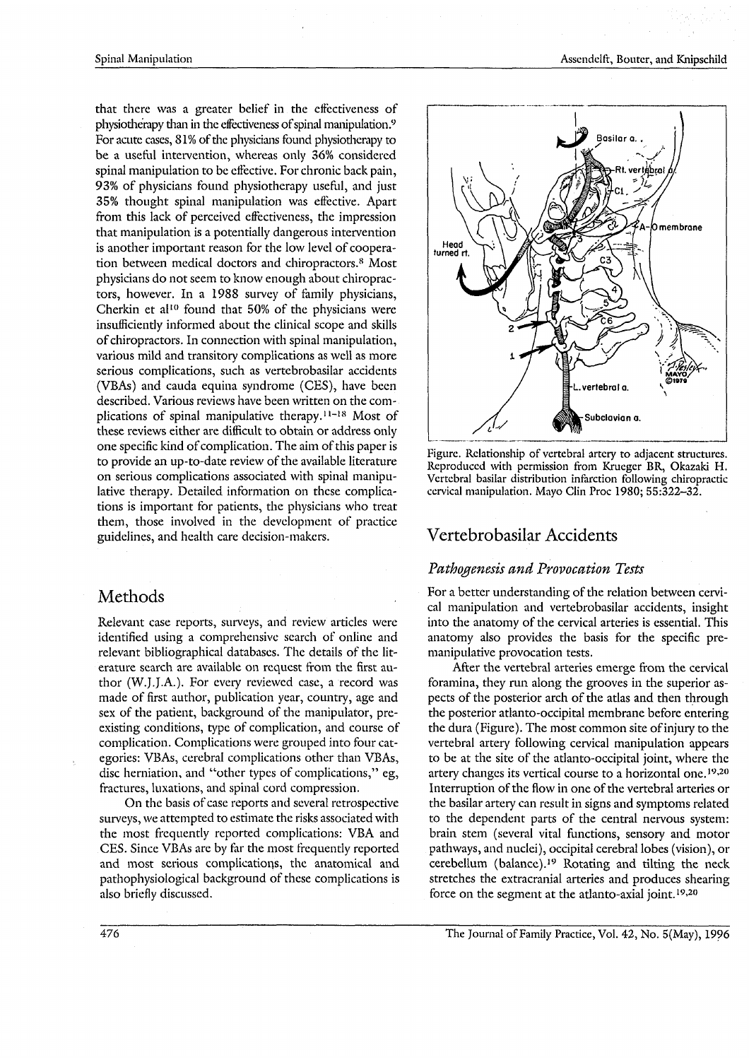that there was a greater belief in the effectiveness of physiotherapy than in the effectiveness of spinal manipulation.[9] For acute cases, 81% of the physicians found physiotherapy to be a useful intervention, whereas only 36% considered spinal manipulation to be effective. For chronic back pain, 93% of physicians found physiotherapy useful, and just 35% thought spinal manipulation was effective. Apart from this lack of perceived effectiveness, the impression that manipulation is a potentially dangerous intervention is another important reason for the low level of cooperation between medical doctors and chiropractors.[8] Most physicians do not seem to know enough about chiropractors, however. In a 1988 survey of family physicians, Cherkin et al[10] found that 50% of the physicians were insufficiently informed about the clinical scope and skills of chiropractors. In connection with spinal manipulation, various mild and transitory complications as well as more serious complications, such as vertebrobasilar accidents (VBAs) and cauda equina syndrome (CES), have been described. Various reviews have been written on the complications of spinal manipulative therapy.[11-18] Most of these reviews either are difficult to obtain or address only one specific kind of complication. The aim of this paper is to provide an up-to-date review of the available literature on serious complications associated with spinal manipulative therapy. Detailed information on these complications is important for patients, the physicians who treat them, those involved in the development of practice guidelines, and health care decision-makers.

## Methods

Relevant case reports, surveys, and review articles were identified using a comprehensive search of online and relevant bibliographical databases. The details of the literature search are available on request from the first author (W.J.J.A.). For every reviewed case, a record was made of first author, publication year, country, age and sex of the patient, background of the manipulator, preexisting conditions, type of complication, and course of complication. Complications were grouped into four categories: VBAs, cerebral complications other than VBAs, disc herniation, and "other types of complications," eg, fractures, luxations, and spinal cord compression.

On the basis of case reports and several retrospective surveys, we attempted to estimate the risks associated with the most frequently reported complications: VBA and CES. Since VBAs are by far the most frequently reported and most serious complications, the anatomical and pathophysiological background of these complications is also briefly discussed.

Figure. Relationship of vertebral artery to adjacent structures. Reproduced with permission from Krueger BR, Okazaki H. Vertebral basilar distribution infarction following chiropractic cervical manipulation. Mayo Clin Proc 1980; 55:322–32.

## Vertebrobasilar Accidents

### *Pathogenesis and Provocation Tests*

For a better understanding of the relation between cervical manipulation and vertebrobasilar accidents, insight into the anatomy of the cervical arteries is essential. This anatomy also provides the basis for the specific premanipulative provocation tests.

After the vertebral arteries emerge from the cervical foramina, they run along the grooves in the superior aspects of the posterior arch of the atlas and then through the posterior atlanto-occipital membrane before entering the dura (Figure). The most common site of injury to the vertebral artery following cervical manipulation appears to be at the site of the atlanto-occipital joint, where the artery changes its vertical course to a horizontal one.[19,20] Interruption of the flow in one of the vertebral arteries or the basilar artery can result in signs and symptoms related to the dependent parts of the central nervous system: brain stem (several vital functions, sensory and motor pathways, and nuclei), occipital cerebral lobes (vision), or cerebellum (balance).[19] Rotating and tilting the neck stretches the extracranial arteries and produces shearing force on the segment at the atlanto-axial joint.[19,20]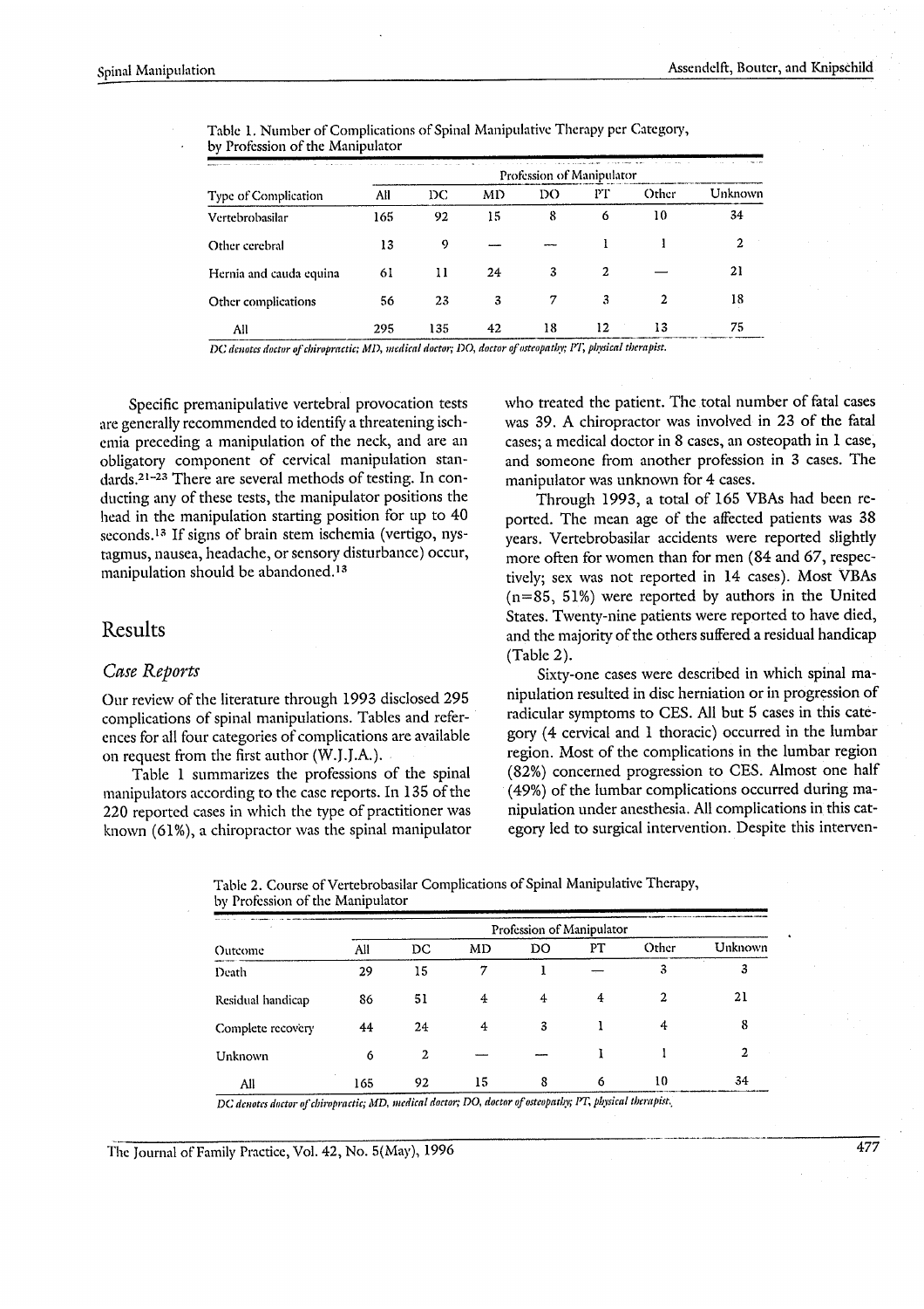Table 1. Number of Complications of Spinal Manipulative Therapy per Category, by Profession of the Manipulator

| | Profession of Manipulator | | | | | |
|---|---|---|---|---|---|---|
| Type of Complication | All | DC | MD | DO | PT | Other | Unknown |
| Vertebrobasilar | 165 | 92 | 15 | 8 | 6 | 10 | 34 |
| Other cerebral | 13 | 9 | — | — | 1 | 1 | 2 |
| Hernia and cauda equina | 61 | 11 | 24 | 3 | 2 | — | 21 |
| Other complications | 56 | 23 | 3 | 7 | 3 | 2 | 18 |
| All | 295 | 135 | 42 | 18 | 12 | 13 | 75 |

*DC denotes doctor of chiropractic; MD, medical doctor; DO, doctor of osteopathy; PT, physical therapist.*

Specific premanipulative vertebral provocation tests are generally recommended to identify a threatening ischemia preceding a manipulation of the neck, and are an obligatory component of cervical manipulation standards.[21-23] There are several methods of testing. In conducting any of these tests, the manipulator positions the head in the manipulation starting position for up to 40 seconds.[13] If signs of brain stem ischemia (vertigo, nystagmus, nausea, headache, or sensory disturbance) occur, manipulation should be abandoned.[13]

## Results

### Case Reports

Our review of the literature through 1993 disclosed 295 complications of spinal manipulations. Tables and references for all four categories of complications are available on request from the first author (W.J.J.A.).

Table 1 summarizes the professions of the spinal manipulators according to the case reports. In 135 of the 220 reported cases in which the type of practitioner was known (61%), a chiropractor was the spinal manipulator who treated the patient. The total number of fatal cases was 39. A chiropractor was involved in 23 of the fatal cases; a medical doctor in 8 cases, an osteopath in 1 case, and someone from another profession in 3 cases. The manipulator was unknown for 4 cases.

Through 1993, a total of 165 VBAs had been reported. The mean age of the affected patients was 38 years. Vertebrobasilar accidents were reported slightly more often for women than for men (84 and 67, respectively; sex was not reported in 14 cases). Most VBAs (n=85, 51%) were reported by authors in the United States. Twenty-nine patients were reported to have died, and the majority of the others suffered a residual handicap (Table 2).

Sixty-one cases were described in which spinal manipulation resulted in disc herniation or in progression of radicular symptoms to CES. All but 5 cases in this category (4 cervical and 1 thoracic) occurred in the lumbar region. Most of the complications in the lumbar region (82%) concerned progression to CES. Almost one half (49%) of the lumbar complications occurred during manipulation under anesthesia. All complications in this category led to surgical intervention. Despite this interven-

Table 2. Course of Vertebrobasilar Complications of Spinal Manipulative Therapy, by Profession of the Manipulator

| | Profession of Manipulator | | | | | |
|---|---|---|---|---|---|---|
| Outcome | All | DC | MD | DO | PT | Other | Unknown |
| Death | 29 | 15 | 7 | 1 | — | 3 | 3 |
| Residual handicap | 86 | 51 | 4 | 4 | 4 | 2 | 21 |
| Complete recovery | 44 | 24 | 4 | 3 | 1 | 4 | 8 |
| Unknown | 6 | 2 | — | — | 1 | 1 | 2 |
| All | 165 | 92 | 15 | 8 | 6 | 10 | 34 |

*DC denotes doctor of chiropractic; MD, medical doctor; DO, doctor of osteopathy; PT, physical therapist.*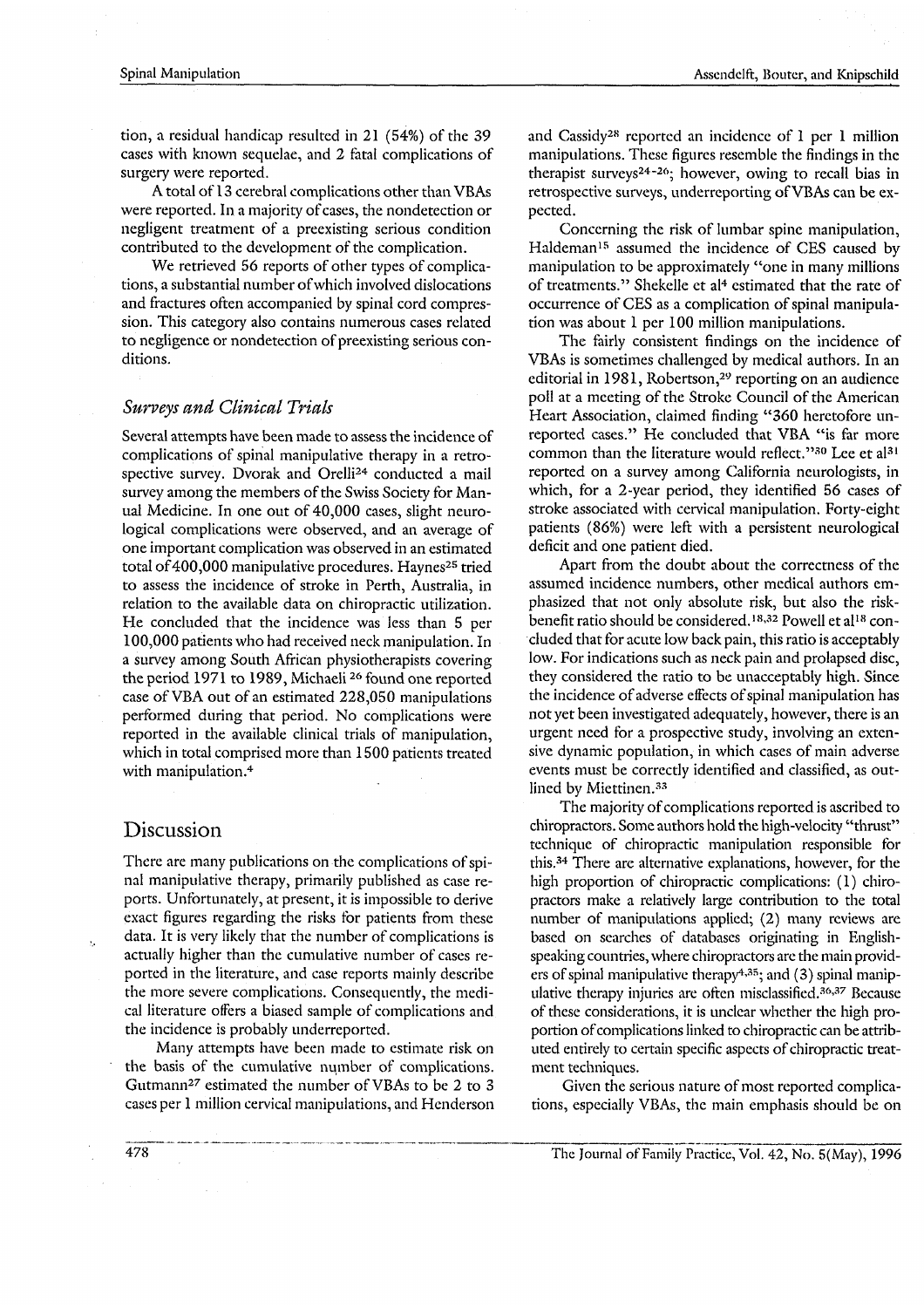tion, a residual handicap resulted in 21 (54%) of the 39 cases with known sequelae, and 2 fatal complications of surgery were reported.

A total of 13 cerebral complications other than VBAs were reported. In a majority of cases, the nondetection or negligent treatment of a preexisting serious condition contributed to the development of the complication.

We retrieved 56 reports of other types of complications, a substantial number of which involved dislocations and fractures often accompanied by spinal cord compression. This category also contains numerous cases related to negligence or nondetection of preexisting serious conditions.

### *Surveys and Clinical Trials*

Several attempts have been made to assess the incidence of complications of spinal manipulative therapy in a retrospective survey. Dvorak and Orelli[24] conducted a mail survey among the members of the Swiss Society for Manual Medicine. In one out of 40,000 cases, slight neurological complications were observed, and an average of one important complication was observed in an estimated total of 400,000 manipulative procedures. Haynes[25] tried to assess the incidence of stroke in Perth, Australia, in relation to the available data on chiropractic utilization. He concluded that the incidence was less than 5 per 100,000 patients who had received neck manipulation. In a survey among South African physiotherapists covering the period 1971 to 1989, Michaeli[26] found one reported case of VBA out of an estimated 228,050 manipulations performed during that period. No complications were reported in the available clinical trials of manipulation, which in total comprised more than 1500 patients treated with manipulation.[4]

## Discussion

There are many publications on the complications of spinal manipulative therapy, primarily published as case reports. Unfortunately, at present, it is impossible to derive exact figures regarding the risks for patients from these data. It is very likely that the number of complications is actually higher than the cumulative number of cases reported in the literature, and case reports mainly describe the more severe complications. Consequently, the medical literature offers a biased sample of complications and the incidence is probably underreported.

Many attempts have been made to estimate risk on the basis of the cumulative number of complications. Gutmann[27] estimated the number of VBAs to be 2 to 3 cases per 1 million cervical manipulations, and Henderson and Cassidy[28] reported an incidence of 1 per 1 million manipulations. These figures resemble the findings in the therapist surveys[24-26]; however, owing to recall bias in retrospective surveys, underreporting of VBAs can be expected.

Concerning the risk of lumbar spine manipulation, Haldeman[15] assumed the incidence of CES caused by manipulation to be approximately "one in many millions of treatments." Shekelle et al[4] estimated that the rate of occurrence of CES as a complication of spinal manipulation was about 1 per 100 million manipulations.

The fairly consistent findings on the incidence of VBAs is sometimes challenged by medical authors. In an editorial in 1981, Robertson,[29] reporting on an audience poll at a meeting of the Stroke Council of the American Heart Association, claimed finding "360 heretofore unreported cases." He concluded that VBA "is far more common than the literature would reflect."[30] Lee et al[31] reported on a survey among California neurologists, in which, for a 2-year period, they identified 56 cases of stroke associated with cervical manipulation. Forty-eight patients (86%) were left with a persistent neurological deficit and one patient died.

Apart from the doubt about the correctness of the assumed incidence numbers, other medical authors emphasized that not only absolute risk, but also the risk-benefit ratio should be considered.[18,32] Powell et al[18] concluded that for acute low back pain, this ratio is acceptably low. For indications such as neck pain and prolapsed disc, they considered the ratio to be unacceptably high. Since the incidence of adverse effects of spinal manipulation has not yet been investigated adequately, however, there is an urgent need for a prospective study, involving an extensive dynamic population, in which cases of main adverse events must be correctly identified and classified, as outlined by Miettinen.[33]

The majority of complications reported is ascribed to chiropractors. Some authors hold the high-velocity "thrust" technique of chiropractic manipulation responsible for this.[34] There are alternative explanations, however, for the high proportion of chiropractic complications: (1) chiropractors make a relatively large contribution to the total number of manipulations applied; (2) many reviews are based on searches of databases originating in English-speaking countries, where chiropractors are the main providers of spinal manipulative therapy[4,35]; and (3) spinal manipulative therapy injuries are often misclassified.[36,37] Because of these considerations, it is unclear whether the high proportion of complications linked to chiropractic can be attributed entirely to certain specific aspects of chiropractic treatment techniques.

Given the serious nature of most reported complications, especially VBAs, the main emphasis should be on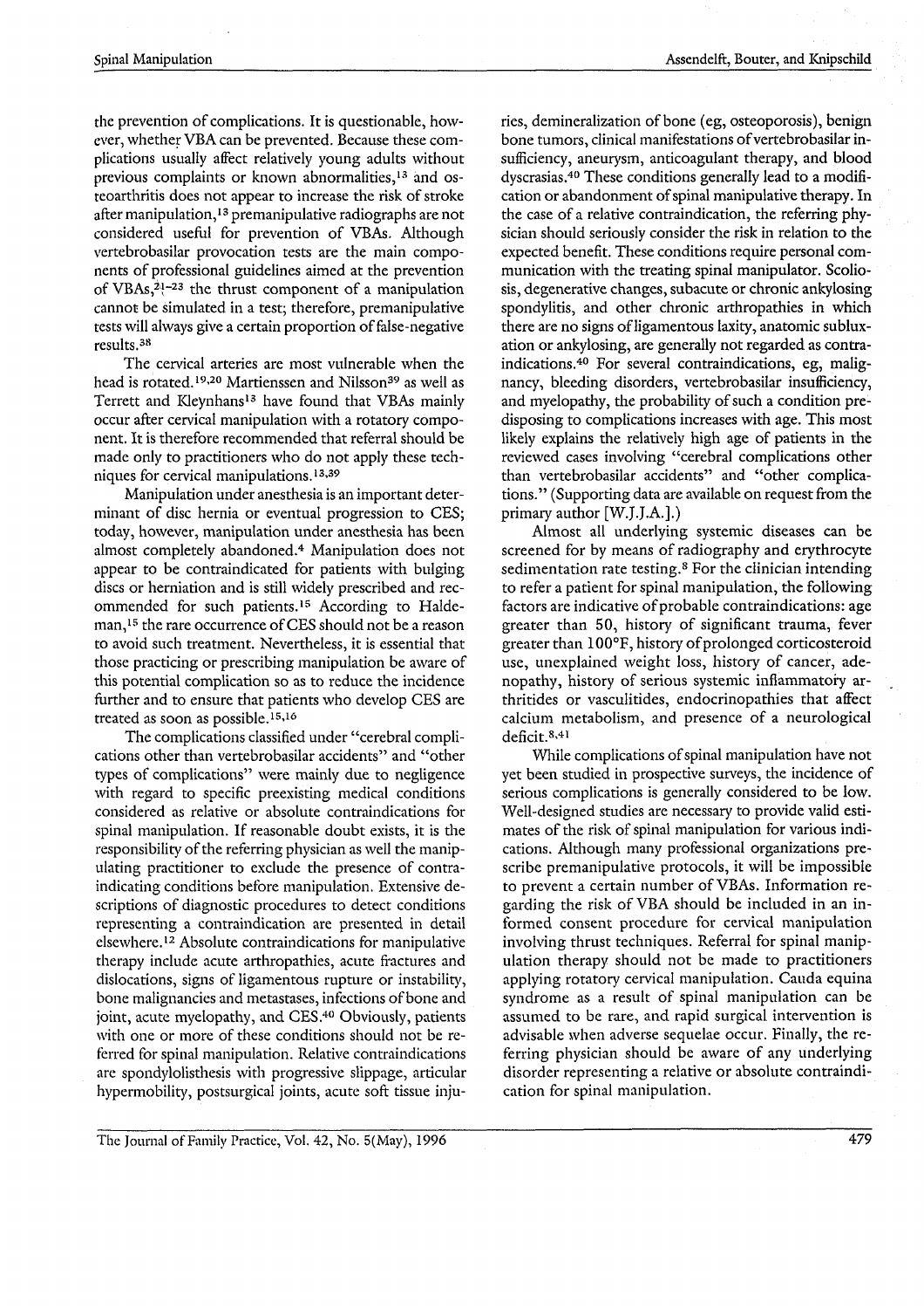the prevention of complications. It is questionable, however, whether VBA can be prevented. Because these complications usually affect relatively young adults without previous complaints or known abnormalities,[13] and osteoarthritis does not appear to increase the risk of stroke after manipulation,[13] premanipulative radiographs are not considered useful for prevention of VBAs. Although vertebrobasilar provocation tests are the main components of professional guidelines aimed at the prevention of VBAs,[21–23] the thrust component of a manipulation cannot be simulated in a test; therefore, premanipulative tests will always give a certain proportion of false-negative results.[38]

The cervical arteries are most vulnerable when the head is rotated.[19,20] Martienssen and Nilsson[39] as well as Terrett and Kleynhans[13] have found that VBAs mainly occur after cervical manipulation with a rotatory component. It is therefore recommended that referral should be made only to practitioners who do not apply these techniques for cervical manipulations.[13,39]

Manipulation under anesthesia is an important determinant of disc hernia or eventual progression to CES; today, however, manipulation under anesthesia has been almost completely abandoned.[4] Manipulation does not appear to be contraindicated for patients with bulging discs or herniation and is still widely prescribed and recommended for such patients.[15] According to Haldeman,[15] the rare occurrence of CES should not be a reason to avoid such treatment. Nevertheless, it is essential that those practicing or prescribing manipulation be aware of this potential complication so as to reduce the incidence further and to ensure that patients who develop CES are treated as soon as possible.[15,16]

The complications classified under "cerebral complications other than vertebrobasilar accidents" and "other types of complications" were mainly due to negligence with regard to specific preexisting medical conditions considered as relative or absolute contraindications for spinal manipulation. If reasonable doubt exists, it is the responsibility of the referring physician as well the manipulating practitioner to exclude the presence of contraindicating conditions before manipulation. Extensive descriptions of diagnostic procedures to detect conditions representing a contraindication are presented in detail elsewhere.[12] Absolute contraindications for manipulative therapy include acute arthropathies, acute fractures and dislocations, signs of ligamentous rupture or instability, bone malignancies and metastases, infections of bone and joint, acute myelopathy, and CES.[40] Obviously, patients with one or more of these conditions should not be referred for spinal manipulation. Relative contraindications are spondylolisthesis with progressive slippage, articular hypermobility, postsurgical joints, acute soft tissue injuries, demineralization of bone (eg, osteoporosis), benign bone tumors, clinical manifestations of vertebrobasilar insufficiency, aneurysm, anticoagulant therapy, and blood dyscrasias.[40] These conditions generally lead to a modification or abandonment of spinal manipulative therapy. In the case of a relative contraindication, the referring physician should seriously consider the risk in relation to the expected benefit. These conditions require personal communication with the treating spinal manipulator. Scoliosis, degenerative changes, subacute or chronic ankylosing spondylitis, and other chronic arthropathies in which there are no signs of ligamentous laxity, anatomic subluxation or ankylosing, are generally not regarded as contraindications.[40] For several contraindications, eg, malignancy, bleeding disorders, vertebrobasilar insufficiency, and myelopathy, the probability of such a condition predisposing to complications increases with age. This most likely explains the relatively high age of patients in the reviewed cases involving "cerebral complications other than vertebrobasilar accidents" and "other complications." (Supporting data are available on request from the primary author [W.J.J.A.].)

Almost all underlying systemic diseases can be screened for by means of radiography and erythrocyte sedimentation rate testing.[8] For the clinician intending to refer a patient for spinal manipulation, the following factors are indicative of probable contraindications: age greater than 50, history of significant trauma, fever greater than 100°F, history of prolonged corticosteroid use, unexplained weight loss, history of cancer, adenopathy, history of serious systemic inflammatory arthritides or vasculitides, endocrinopathies that affect calcium metabolism, and presence of a neurological deficit.[8,41]

While complications of spinal manipulation have not yet been studied in prospective surveys, the incidence of serious complications is generally considered to be low. Well-designed studies are necessary to provide valid estimates of the risk of spinal manipulation for various indications. Although many professional organizations prescribe premanipulative protocols, it will be impossible to prevent a certain number of VBAs. Information regarding the risk of VBA should be included in an informed consent procedure for cervical manipulation involving thrust techniques. Referral for spinal manipulation therapy should not be made to practitioners applying rotatory cervical manipulation. Cauda equina syndrome as a result of spinal manipulation can be assumed to be rare, and rapid surgical intervention is advisable when adverse sequelae occur. Finally, the referring physician should be aware of any underlying disorder representing a relative or absolute contraindication for spinal manipulation.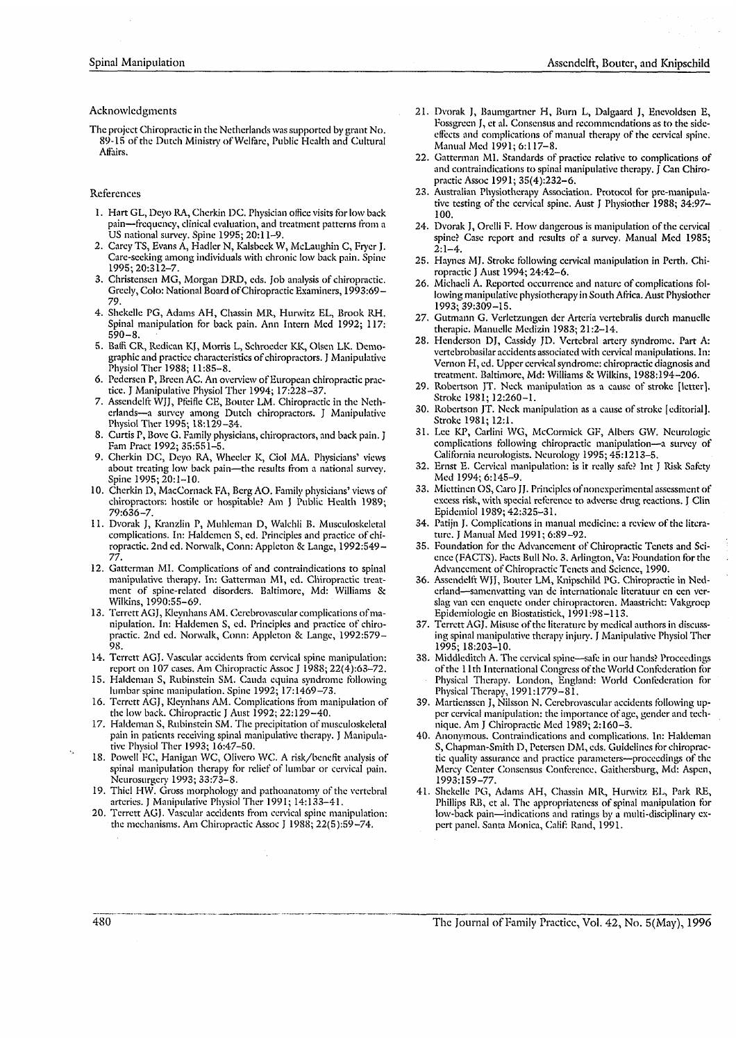## Acknowledgments

The project Chiropractic in the Netherlands was supported by grant No. 89-15 of the Dutch Ministry of Welfare, Public Health and Cultural Affairs.

## References

1. Hart GL, Deyo RA, Cherkin DC. Physician office visits for low back pain—frequency, clinical evaluation, and treatment patterns from a US national survey. Spine 1995; 20:11–9.
2. Carey TS, Evans A, Hadler N, Kalsbeek W, McLaughlin C, Fryer J. Care-seeking among individuals with chronic low back pain. Spine 1995; 20:312–7.
3. Christensen MG, Morgan DRD, eds. Job analysis of chiropractic. Greely, Colo: National Board of Chiropractic Examiners, 1993:69–79.
4. Shekelle PG, Adams AH, Chassin MR, Hurwitz EL, Brook RH. Spinal manipulation for back pain. Ann Intern Med 1992; 117: 590–8.
5. Baffi CR, Redican KJ, Morris L, Schroeder KK, Olsen LK. Demographic and practice characteristics of chiropractors. J Manipulative Physiol Ther 1988; 11:85–8.
6. Pedersen P, Breen AC. An overview of European chiropractic practice. J Manipulative Physiol Ther 1994; 17:228–37.
7. Assendelft WJJ, Pfeifle CE, Bouter LM. Chiropractic in the Netherlands—a survey among Dutch chiropractors. J Manipulative Physiol Ther 1995; 18:129–34.
8. Curtis P, Bove G. Family physicians, chiropractors, and back pain. J Fam Pract 1992; 35:551–5.
9. Cherkin DC, Deyo RA, Wheeler K, Ciol MA. Physicians' views about treating low back pain—the results from a national survey. Spine 1995; 20:1–10.
10. Cherkin D, MacCornack FA, Berg AO. Family physicians' views of chiropractors: hostile or hospitable? Am J Public Health 1989; 79:636–7.
11. Dvorak J, Kranzlin P, Muhleman D, Walchli B. Musculoskeletal complications. In: Haldemen S, ed. Principles and practice of chiropractic. 2nd ed. Norwalk, Conn: Appleton & Lange, 1992:549–77.
12. Gatterman MI. Complications of and contraindications to spinal manipulative therapy. In: Gatterman MI, ed. Chiropractic treatment of spine-related disorders. Baltimore, Md: Williams & Wilkins, 1990:55–69.
13. Terrett AGJ, Kleynhans AM. Cerebrovascular complications of manipulation. In: Haldemen S, ed. Principles and practice of chiropractic. 2nd ed. Norwalk, Conn: Appleton & Lange, 1992:579–98.
14. Terrett AGJ. Vascular accidents from cervical spine manipulation: report on 107 cases. Am Chiropractic Assoc J 1988; 22(4):63–72.
15. Haldeman S, Rubinstein SM. Cauda equina syndrome following lumbar spine manipulation. Spine 1992; 17:1469–73.
16. Terrett AGJ, Kleynhans AM. Complications from manipulation of the low back. Chiropractic J Aust 1992; 22:129–40.
17. Haldeman S, Rubinstein SM. The precipitation of musculoskeletal pain in patients receiving spinal manipulative therapy. J Manipulative Physiol Ther 1993; 16:47–50.
18. Powell FC, Hanigan WC, Olivero WC. A risk/benefit analysis of spinal manipulation therapy for relief of lumbar or cervical pain. Neurosurgery 1993; 33:73–8.
19. Thiel HW. Gross morphology and pathoanatomy of the vertebral arteries. J Manipulative Physiol Ther 1991; 14:133–41.
20. Terrett AGJ. Vascular accidents from cervical spine manipulation: the mechanisms. Am Chiropractic Assoc J 1988; 22(5):59–74.
21. Dvorak J, Baumgartner H, Burn L, Dalgaard J, Enevoldsen E, Fossgreen J, et al. Consensus and recommendations as to the side-effects and complications of manual therapy of the cervical spine. Manual Med 1991; 6:117–8.
22. Gatterman MI. Standards of practice relative to complications of and contraindications to spinal manipulative therapy. J Can Chiropractic Assoc 1991; 35(4):232–6.
23. Australian Physiotherapy Association. Protocol for pre-manipulative testing of the cervical spine. Aust J Physiother 1988; 34:97–100.
24. Dvorak J, Orelli F. How dangerous is manipulation of the cervical spine? Case report and results of a survey. Manual Med 1985; 2:1–4.
25. Haynes MJ. Stroke following cervical manipulation in Perth. Chiropractic J Aust 1994; 24:42–6.
26. Michaeli A. Reported occurrence and nature of complications following manipulative physiotherapy in South Africa. Aust Physiother 1993; 39:309–15.
27. Gutmann G. Verletzungen der Arteria vertebralis durch manuelle therapie. Manuelle Medizin 1983; 21:2–14.
28. Henderson DJ, Cassidy JD. Vertebral artery syndrome. Part A: vertebrobasilar accidents associated with cervical manipulations. In: Vernon H, ed. Upper cervical syndrome: chiropractic diagnosis and treatment. Baltimore, Md: Williams & Wilkins, 1988:194–206.
29. Robertson JT. Neck manipulation as a cause of stroke [letter]. Stroke 1981; 12:260–1.
30. Robertson JT. Neck manipulation as a cause of stroke [editorial]. Stroke 1981; 12:1.
31. Lee KP, Carlini WG, McCormick GF, Albers GW. Neurologic complications following chiropractic manipulation—a survey of California neurologists. Neurology 1995; 45:1213–5.
32. Ernst E. Cervical manipulation: is it really safe? Int J Risk Safety Med 1994; 6:145–9.
33. Miettinen OS, Caro JJ. Principles of nonexperimental assessment of excess risk, with special reference to adverse drug reactions. J Clin Epidemiol 1989; 42:325–31.
34. Patijn J. Complications in manual medicine: a review of the literature. J Manual Med 1991; 6:89–92.
35. Foundation for the Advancement of Chiropractic Tenets and Science (FACTS). Facts Bull No. 3. Arlington, Va: Foundation for the Advancement of Chiropractic Tenets and Science, 1990.
36. Assendelft WJJ, Bouter LM, Knipschild PG. Chiropractie in Nederland—samenvatting van de internationale literatuur en een verslag van een enquete onder chiropractoren. Maastricht: Vakgroep Epidemiologie en Biostatistiek, 1991:98–113.
37. Terrett AGJ. Misuse of the literature by medical authors in discussing spinal manipulative therapy injury. J Manipulative Physiol Ther 1995; 18:203–10.
38. Middleditch A. The cervical spine—safe in our hands? Proceedings of the 11th International Congress of the World Confederation for Physical Therapy. London, England: World Confederation for Physical Therapy, 1991:1779–81.
39. Martienssen J, Nilsson N. Cerebrovascular accidents following upper cervical manipulation: the importance of age, gender and technique. Am J Chiropractic Med 1989; 2:160–3.
40. Anonymous. Contraindications and complications. In: Haldeman S, Chapman-Smith D, Petersen DM, eds. Guidelines for chiropractic quality assurance and practice parameters—proceedings of the Mercy Center Consensus Conference. Gaithersburg, Md: Aspen, 1993:159–77.
41. Shekelle PG, Adams AH, Chassin MR, Hurwitz EL, Park RE, Phillips RB, et al. The appropriateness of spinal manipulation for low-back pain—indications and ratings by a multi-disciplinary expert panel. Santa Monica, Calif: Rand, 1991.